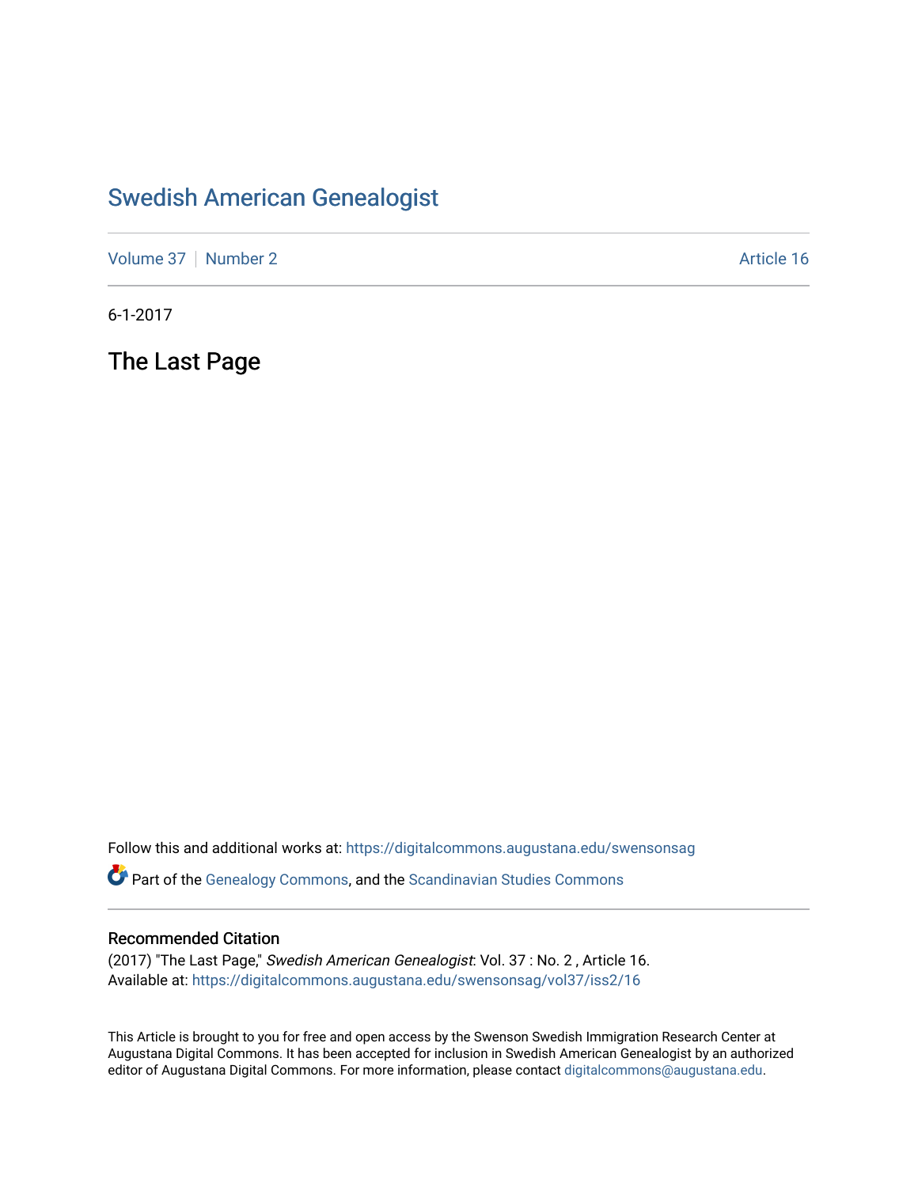# Swedish American Genealogist

Volume 37 | Number 2 | Article 16

6-1-2017

## The Last Page

Follow this and additional works at: https://digitalcommons.augustana.edu/swensonsag

Part of the Genealogy Commons, and the Scandinavian Studies Commons

### Recommended Citation

(2017) "The Last Page," *Swedish American Genealogist*: Vol. 37 : No. 2 , Article 16.
Available at: https://digitalcommons.augustana.edu/swensonsag/vol37/iss2/16

This Article is brought to you for free and open access by the Swenson Swedish Immigration Research Center at Augustana Digital Commons. It has been accepted for inclusion in Swedish American Genealogist by an authorized editor of Augustana Digital Commons. For more information, please contact digitalcommons@augustana.edu.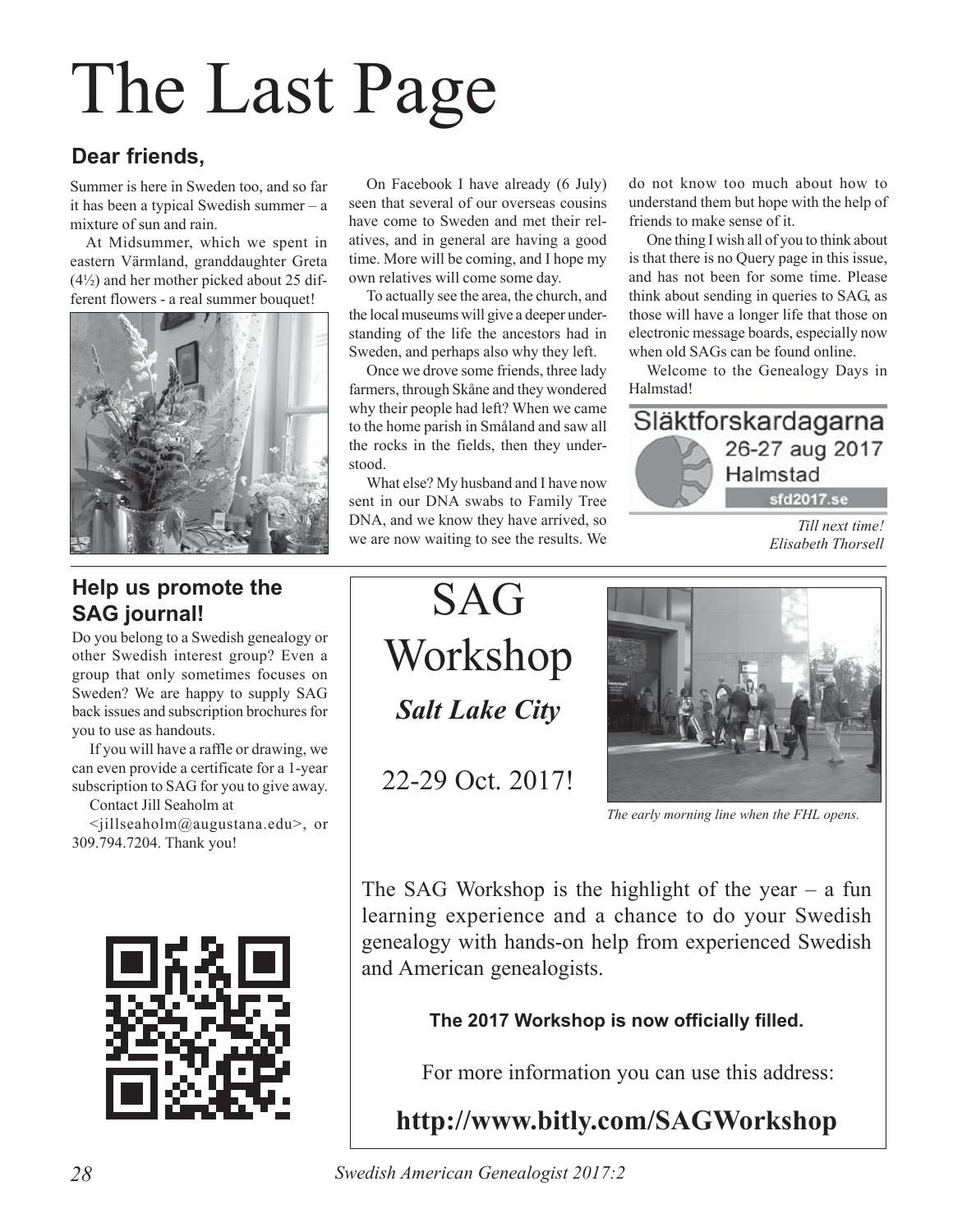# The Last Page

## Dear friends,

Summer is here in Sweden too, and so far it has been a typical Swedish summer – a mixture of sun and rain.

At Midsummer, which we spent in eastern Värmland, granddaughter Greta (4½) and her mother picked about 25 different flowers - a real summer bouquet!

On Facebook I have already (6 July) seen that several of our overseas cousins have come to Sweden and met their relatives, and in general are having a good time. More will be coming, and I hope my own relatives will come some day.

To actually see the area, the church, and the local museums will give a deeper understanding of the life the ancestors had in Sweden, and perhaps also why they left.

Once we drove some friends, three lady farmers, through Skåne and they wondered why their people had left? When we came to the home parish in Småland and saw all the rocks in the fields, then they understood.

What else? My husband and I have now sent in our DNA swabs to Family Tree DNA, and we know they have arrived, so we are now waiting to see the results. We do not know too much about how to understand them but hope with the help of friends to make sense of it.

One thing I wish all of you to think about is that there is no Query page in this issue, and has not been for some time. Please think about sending in queries to SAG, as those will have a longer life that those on electronic message boards, especially now when old SAGs can be found online.

Welcome to the Genealogy Days in Halmstad!

Släktforskardagarna
26-27 aug 2017
Halmstad
sfd2017.se

*Till next time!*
*Elisabeth Thorsell*

## Help us promote the SAG journal!

Do you belong to a Swedish genealogy or other Swedish interest group? Even a group that only sometimes focuses on Sweden? We are happy to supply SAG back issues and subscription brochures for you to use as handouts.

If you will have a raffle or drawing, we can even provide a certificate for a 1-year subscription to SAG for you to give away.

Contact Jill Seaholm at <jillseaholm@augustana.edu>, or 309.794.7204. Thank you!

# SAG Workshop

***Salt Lake City***

22-29 Oct. 2017!

*The early morning line when the FHL opens.*

The SAG Workshop is the highlight of the year – a fun learning experience and a chance to do your Swedish genealogy with hands-on help from experienced Swedish and American genealogists.

**The 2017 Workshop is now officially filled.**

For more information you can use this address:

**http://www.bitly.com/SAGWorkshop**